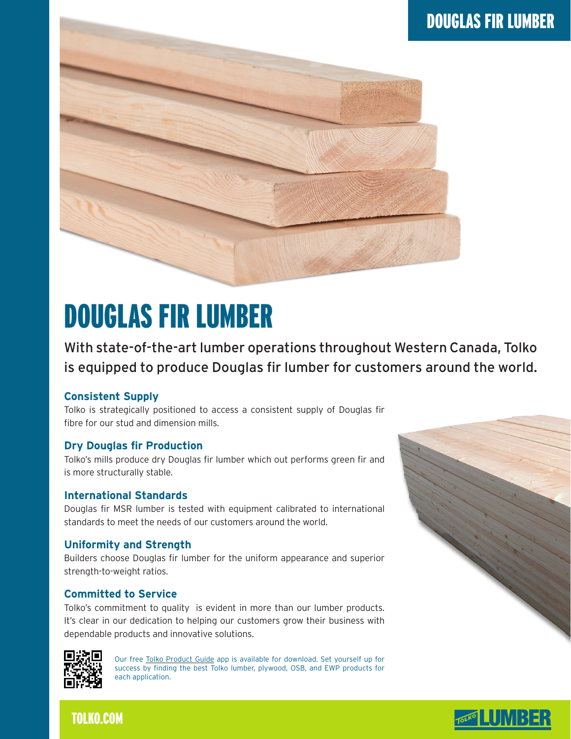# DOUGLAS FIR LUMBER

With state-of-the-art lumber operations throughout Western Canada, Tolko is equipped to produce Douglas fir lumber for customers around the world.

### Consistent Supply

Tolko is strategically positioned to access a consistent supply of Douglas fir fibre for our stud and dimension mills.

### Dry Douglas fir Production

Tolko's mills produce dry Douglas fir lumber which out performs green fir and is more structurally stable.

### International Standards

Douglas fir MSR lumber is tested with equipment calibrated to international standards to meet the needs of our customers around the world.

### Uniformity and Strength

Builders choose Douglas fir lumber for the uniform appearance and superior strength-to-weight ratios.

### Committed to Service

Tolko's commitment to quality is evident in more than our lumber products. It's clear in our dedication to helping our customers grow their business with dependable products and innovative solutions.

Our free Tolko Product Guide app is available for download. Set yourself up for success by finding the best Tolko lumber, plywood, OSB, and EWP products for each application.

TOLKO.COM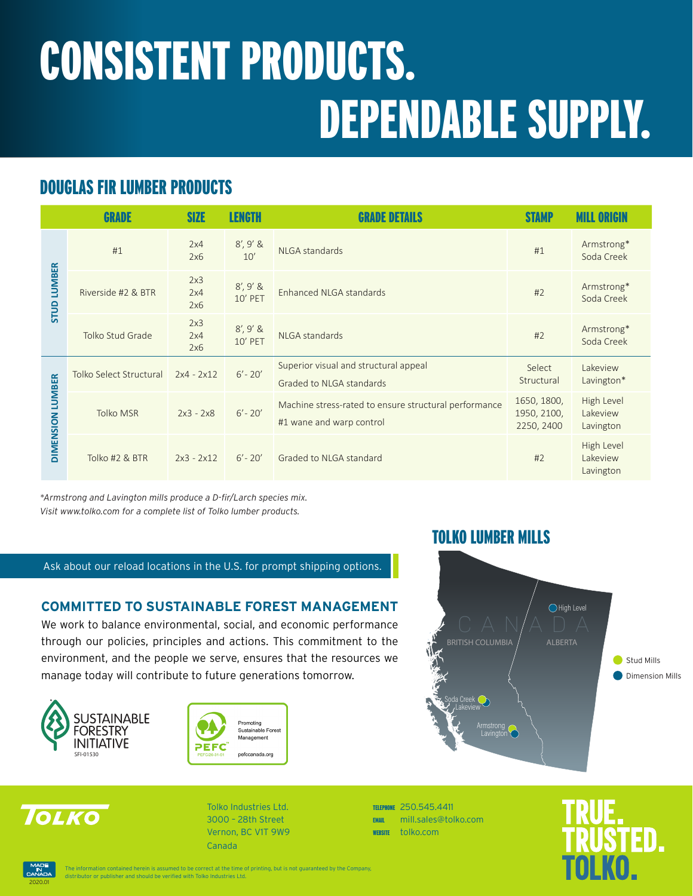# CONSISTENT PRODUCTS. DEPENDABLE SUPPLY.

## DOUGLAS FIR LUMBER PRODUCTS

| | GRADE | SIZE | LENGTH | GRADE DETAILS | STAMP | MILL ORIGIN |
|---|---|---|---|---|---|---|
| STUD LUMBER | #1 | 2x4<br>2x6 | 8', 9' & 10' | NLGA standards | #1 | Armstrong*<br>Soda Creek |
| | Riverside #2 & BTR | 2x3<br>2x4<br>2x6 | 8', 9' & 10' PET | Enhanced NLGA standards | #2 | Armstrong*<br>Soda Creek |
| | Tolko Stud Grade | 2x3<br>2x4<br>2x6 | 8', 9' & 10' PET | NLGA standards | #2 | Armstrong*<br>Soda Creek |
| DIMENSION LUMBER | Tolko Select Structural | 2x4 - 2x12 | 6' - 20' | Superior visual and structural appeal<br>Graded to NLGA standards | Select Structural | Lakeview<br>Lavington* |
| | Tolko MSR | 2x3 - 2x8 | 6' - 20' | Machine stress-rated to ensure structural performance<br>#1 wane and warp control | 1650, 1800, 1950, 2100, 2250, 2400 | High Level<br>Lakeview<br>Lavington |
| | Tolko #2 & BTR | 2x3 - 2x12 | 6' - 20' | Graded to NLGA standard | #2 | High Level<br>Lakeview<br>Lavington |

*\*Armstrong and Lavington mills produce a D-fir/Larch species mix.*
*Visit www.tolko.com for a complete list of Tolko lumber products.*

Ask about our reload locations in the U.S. for prompt shipping options.

### COMMITTED TO SUSTAINABLE FOREST MANAGEMENT

We work to balance environmental, social, and economic performance through our policies, principles and actions. This commitment to the environment, and the people we serve, ensures that the resources we manage today will contribute to future generations tomorrow.

SUSTAINABLE FORESTRY INITIATIVE
SFI-01530

PEFC
Promoting Sustainable Forest Management
PEFC/26-31-01
pefccanada.org

## TOLKO LUMBER MILLS

CANADA
BRITISH COLUMBIA
ALBERTA
High Level
Soda Creek
Lakeview
Armstrong
Lavington
Stud Mills
Dimension Mills

TOLKO

Tolko Industries Ltd.
3000 – 28th Street
Vernon, BC V1T 9W9
Canada

TELEPHONE 250.545.4411
EMAIL mill.sales@tolko.com
WEBSITE tolko.com

TRUE. TRUSTED. TOLKO.

MADE IN CANADA
2020.01

The information contained herein is assumed to be correct at the time of printing, but is not guaranteed by the Company, distributor or publisher and should be verified with Tolko Industries Ltd.